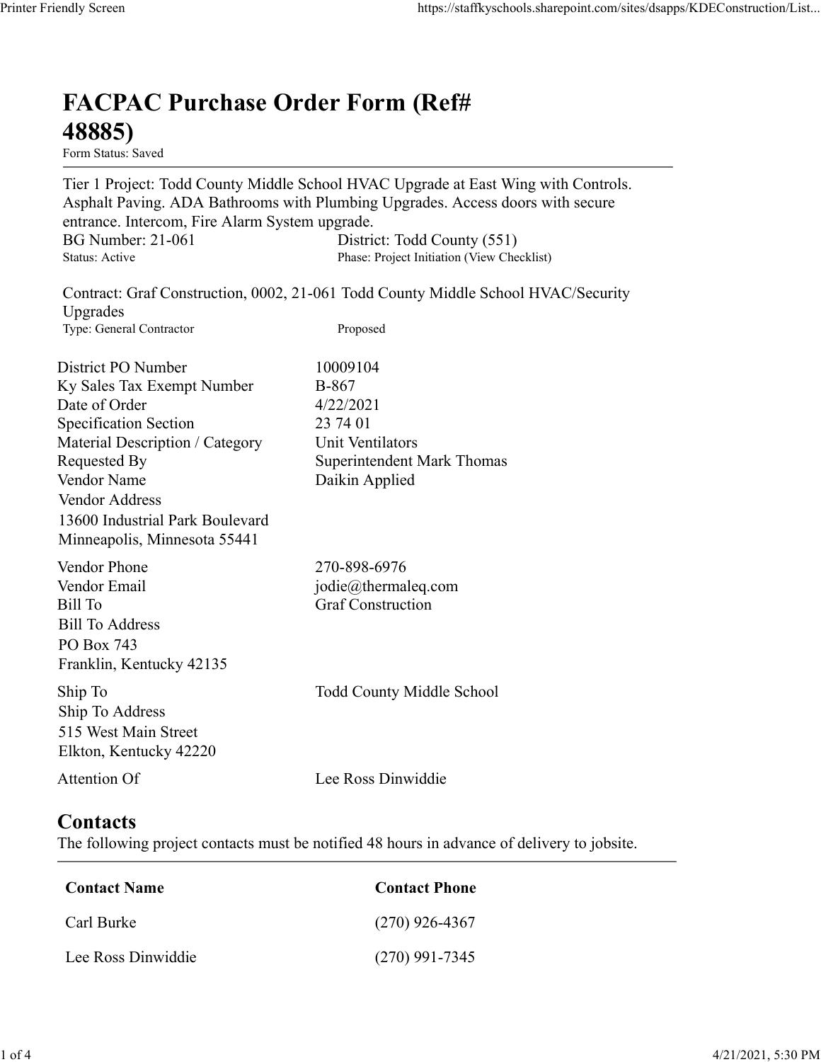# FACPAC Purchase Order Form (Ref# 48885)

Form Status: Saved

Tier 1 Project: Todd County Middle School HVAC Upgrade at East Wing with Controls. Asphalt Paving. ADA Bathrooms with Plumbing Upgrades. Access doors with secure entrance. Intercom, Fire Alarm System upgrade.

BG Number: 21-061 | District: Todd County (551)
Status: Active | Phase: Project Initiation (View Checklist)

Contract: Graf Construction, 0002, 21-061 Todd County Middle School HVAC/Security Upgrades
Type: General Contractor | Proposed

| | |
|---|---|
| District PO Number | 10009104 |
| Ky Sales Tax Exempt Number | B-867 |
| Date of Order | 4/22/2021 |
| Specification Section | 23 74 01 |
| Material Description / Category | Unit Ventilators |
| Requested By | Superintendent Mark Thomas |
| Vendor Name | Daikin Applied |
| Vendor Address | 13600 Industrial Park Boulevard<br>Minneapolis, Minnesota 55441 |
| Vendor Phone | 270-898-6976 |
| Vendor Email | jodie@thermaleq.com |
| Bill To | Graf Construction |
| Bill To Address | PO Box 743<br>Franklin, Kentucky 42135 |
| Ship To | Todd County Middle School |
| Ship To Address | 515 West Main Street<br>Elkton, Kentucky 42220 |
| Attention Of | Lee Ross Dinwiddie |

## Contacts

The following project contacts must be notified 48 hours in advance of delivery to jobsite.

| Contact Name | Contact Phone |
|---|---|
| Carl Burke | (270) 926-4367 |
| Lee Ross Dinwiddie | (270) 991-7345 |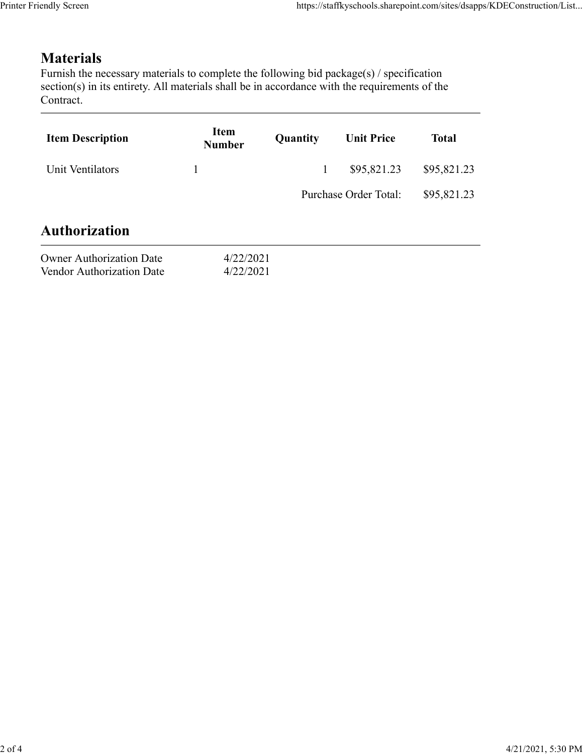## Materials

Furnish the necessary materials to complete the following bid package(s) / specification section(s) in its entirety. All materials shall be in accordance with the requirements of the Contract.

| Item Description | Item Number | Quantity | Unit Price | Total |
|---|---|---|---|---|
| Unit Ventilators | 1 | 1 | $95,821.23 | $95,821.23 |
| | | | Purchase Order Total: | $95,821.23 |

## Authorization

| | |
|---|---|
| Owner Authorization Date | 4/22/2021 |
| Vendor Authorization Date | 4/22/2021 |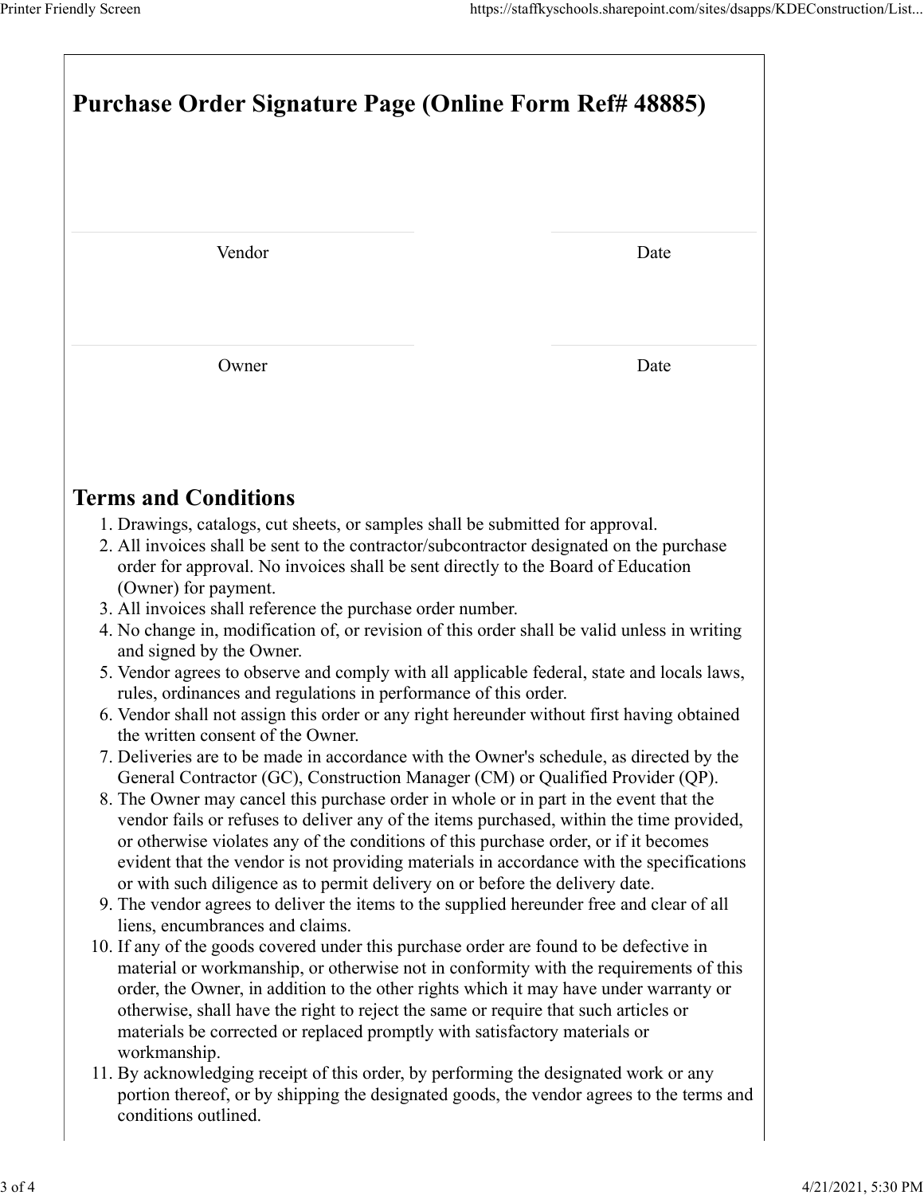# Purchase Order Signature Page (Online Form Ref# 48885)

| Vendor | Date |
|---|---|
| Owner | Date |

## Terms and Conditions

1. Drawings, catalogs, cut sheets, or samples shall be submitted for approval.
2. All invoices shall be sent to the contractor/subcontractor designated on the purchase order for approval. No invoices shall be sent directly to the Board of Education (Owner) for payment.
3. All invoices shall reference the purchase order number.
4. No change in, modification of, or revision of this order shall be valid unless in writing and signed by the Owner.
5. Vendor agrees to observe and comply with all applicable federal, state and locals laws, rules, ordinances and regulations in performance of this order.
6. Vendor shall not assign this order or any right hereunder without first having obtained the written consent of the Owner.
7. Deliveries are to be made in accordance with the Owner's schedule, as directed by the General Contractor (GC), Construction Manager (CM) or Qualified Provider (QP).
8. The Owner may cancel this purchase order in whole or in part in the event that the vendor fails or refuses to deliver any of the items purchased, within the time provided, or otherwise violates any of the conditions of this purchase order, or if it becomes evident that the vendor is not providing materials in accordance with the specifications or with such diligence as to permit delivery on or before the delivery date.
9. The vendor agrees to deliver the items to the supplied hereunder free and clear of all liens, encumbrances and claims.
10. If any of the goods covered under this purchase order are found to be defective in material or workmanship, or otherwise not in conformity with the requirements of this order, the Owner, in addition to the other rights which it may have under warranty or otherwise, shall have the right to reject the same or require that such articles or materials be corrected or replaced promptly with satisfactory materials or workmanship.
11. By acknowledging receipt of this order, by performing the designated work or any portion thereof, or by shipping the designated goods, the vendor agrees to the terms and conditions outlined.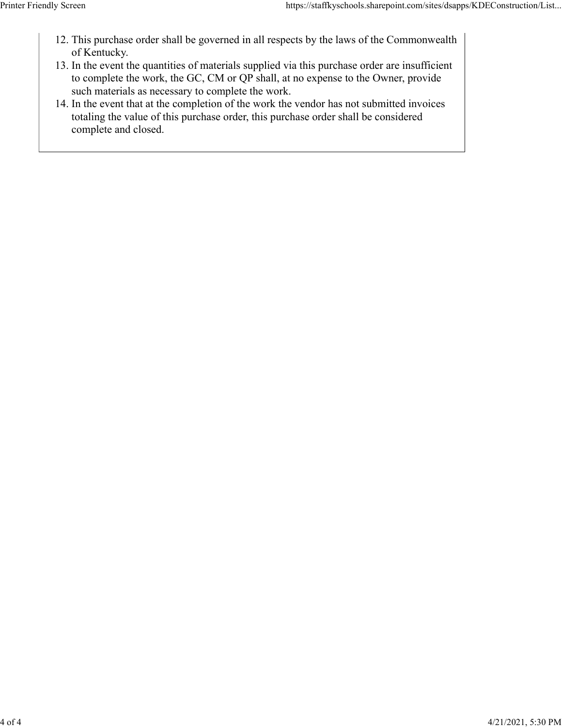12. This purchase order shall be governed in all respects by the laws of the Commonwealth of Kentucky.
13. In the event the quantities of materials supplied via this purchase order are insufficient to complete the work, the GC, CM or QP shall, at no expense to the Owner, provide such materials as necessary to complete the work.
14. In the event that at the completion of the work the vendor has not submitted invoices totaling the value of this purchase order, this purchase order shall be considered complete and closed.